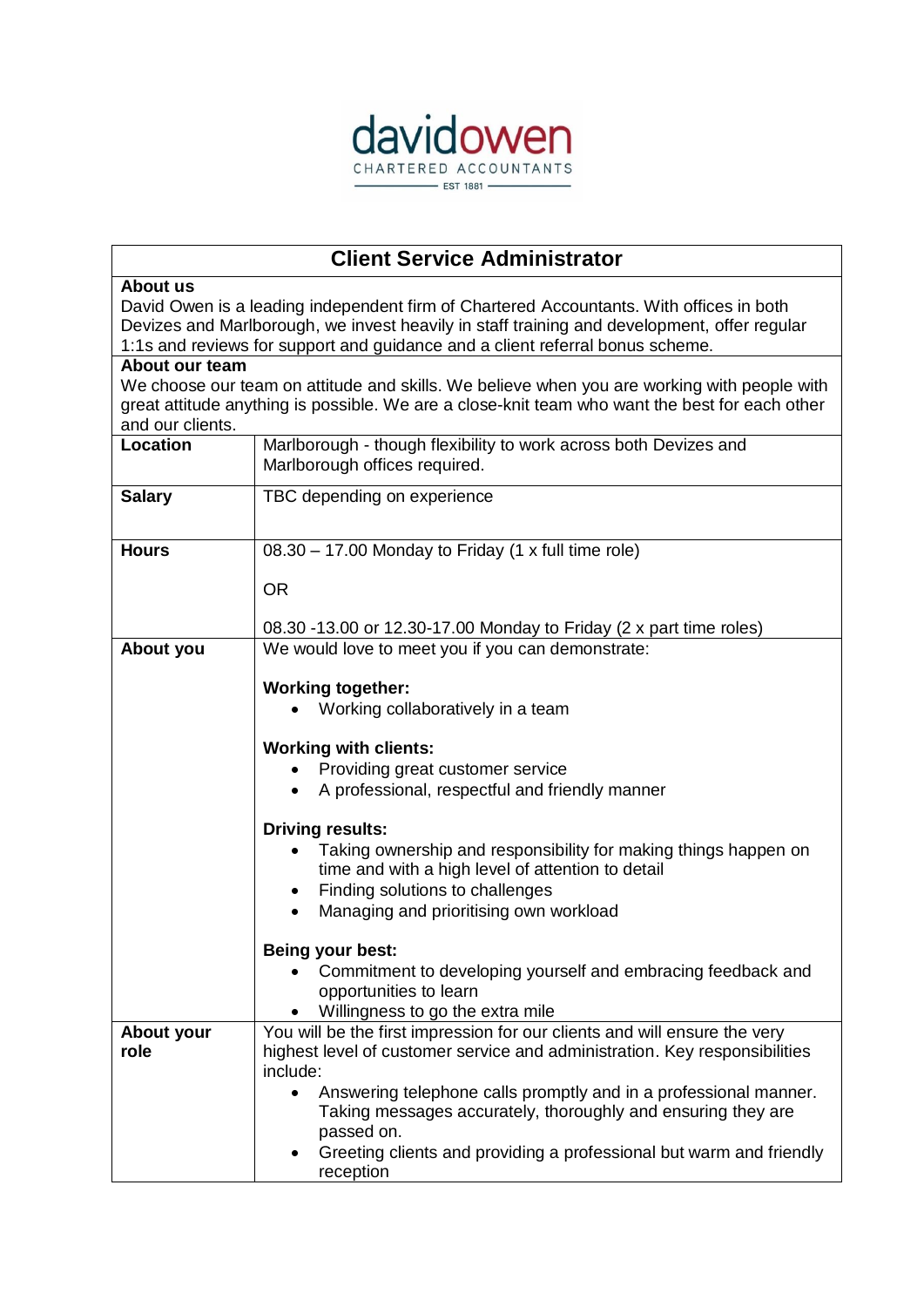davidowen
CHARTERED ACCOUNTANTS
EST 1881

# Client Service Administrator

**About us**

David Owen is a leading independent firm of Chartered Accountants. With offices in both Devizes and Marlborough, we invest heavily in staff training and development, offer regular 1:1s and reviews for support and guidance and a client referral bonus scheme.

**About our team**

We choose our team on attitude and skills. We believe when you are working with people with great attitude anything is possible. We are a close-knit team who want the best for each other and our clients.

| | |
|---|---|
| **Location** | Marlborough - though flexibility to work across both Devizes and Marlborough offices required. |
| **Salary** | TBC depending on experience |
| **Hours** | 08.30 – 17.00 Monday to Friday (1 x full time role)<br><br>OR<br><br>08.30 -13.00 or 12.30-17.00 Monday to Friday (2 x part time roles) |
| **About you** | We would love to meet you if you can demonstrate:<br><br>**Working together:**<br>• Working collaboratively in a team<br><br>**Working with clients:**<br>• Providing great customer service<br>• A professional, respectful and friendly manner<br><br>**Driving results:**<br>• Taking ownership and responsibility for making things happen on time and with a high level of attention to detail<br>• Finding solutions to challenges<br>• Managing and prioritising own workload<br><br>**Being your best:**<br>• Commitment to developing yourself and embracing feedback and opportunities to learn<br>• Willingness to go the extra mile |
| **About your role** | You will be the first impression for our clients and will ensure the very highest level of customer service and administration. Key responsibilities include:<br>• Answering telephone calls promptly and in a professional manner. Taking messages accurately, thoroughly and ensuring they are passed on.<br>• Greeting clients and providing a professional but warm and friendly reception |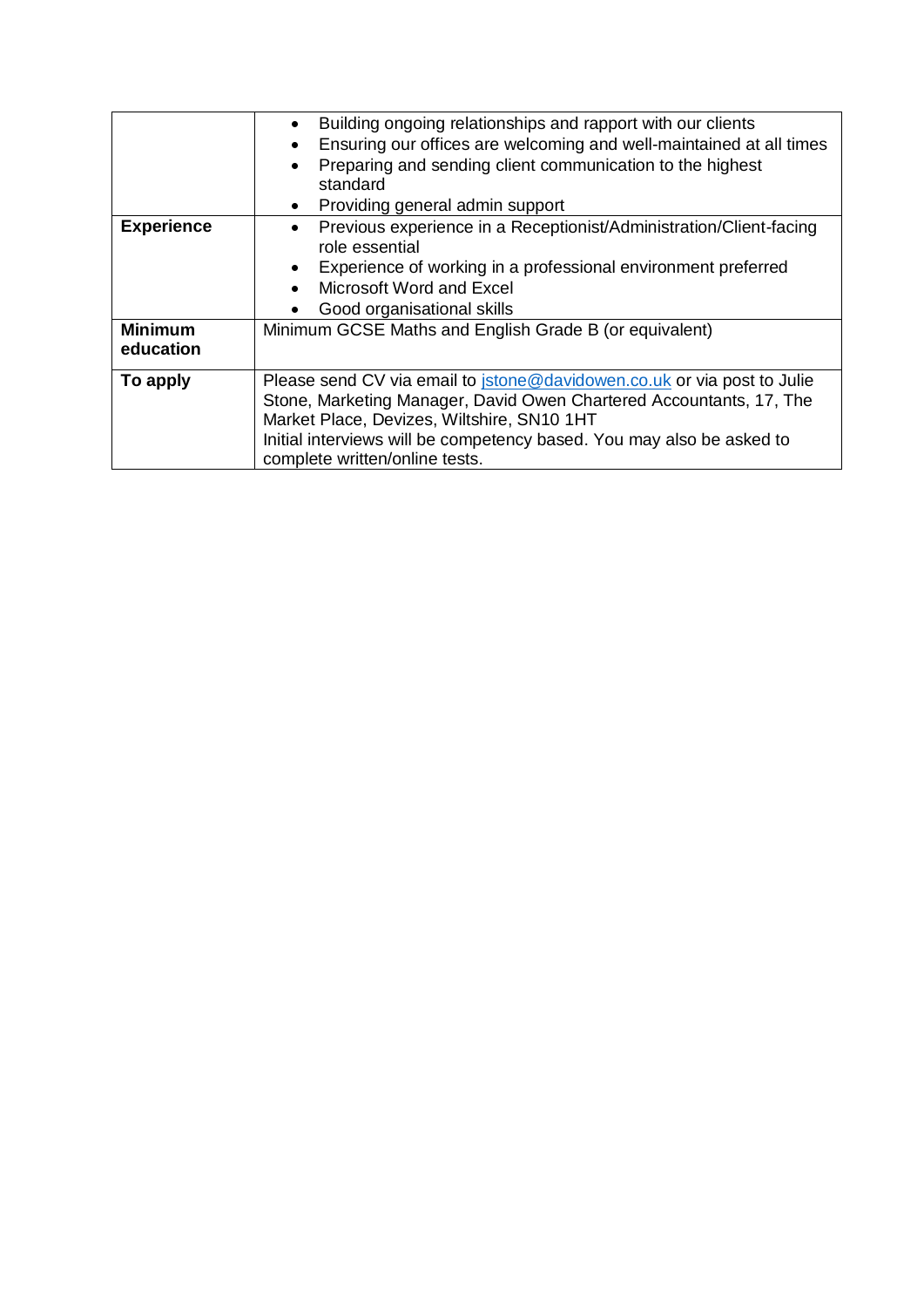| | |
|---|---|
| | • Building ongoing relationships and rapport with our clients<br>• Ensuring our offices are welcoming and well-maintained at all times<br>• Preparing and sending client communication to the highest standard<br>• Providing general admin support |
| **Experience** | • Previous experience in a Receptionist/Administration/Client-facing role essential<br>• Experience of working in a professional environment preferred<br>• Microsoft Word and Excel<br>• Good organisational skills |
| **Minimum education** | Minimum GCSE Maths and English Grade B (or equivalent) |
| **To apply** | Please send CV via email to jstone@davidowen.co.uk or via post to Julie Stone, Marketing Manager, David Owen Chartered Accountants, 17, The Market Place, Devizes, Wiltshire, SN10 1HT<br>Initial interviews will be competency based. You may also be asked to complete written/online tests. |